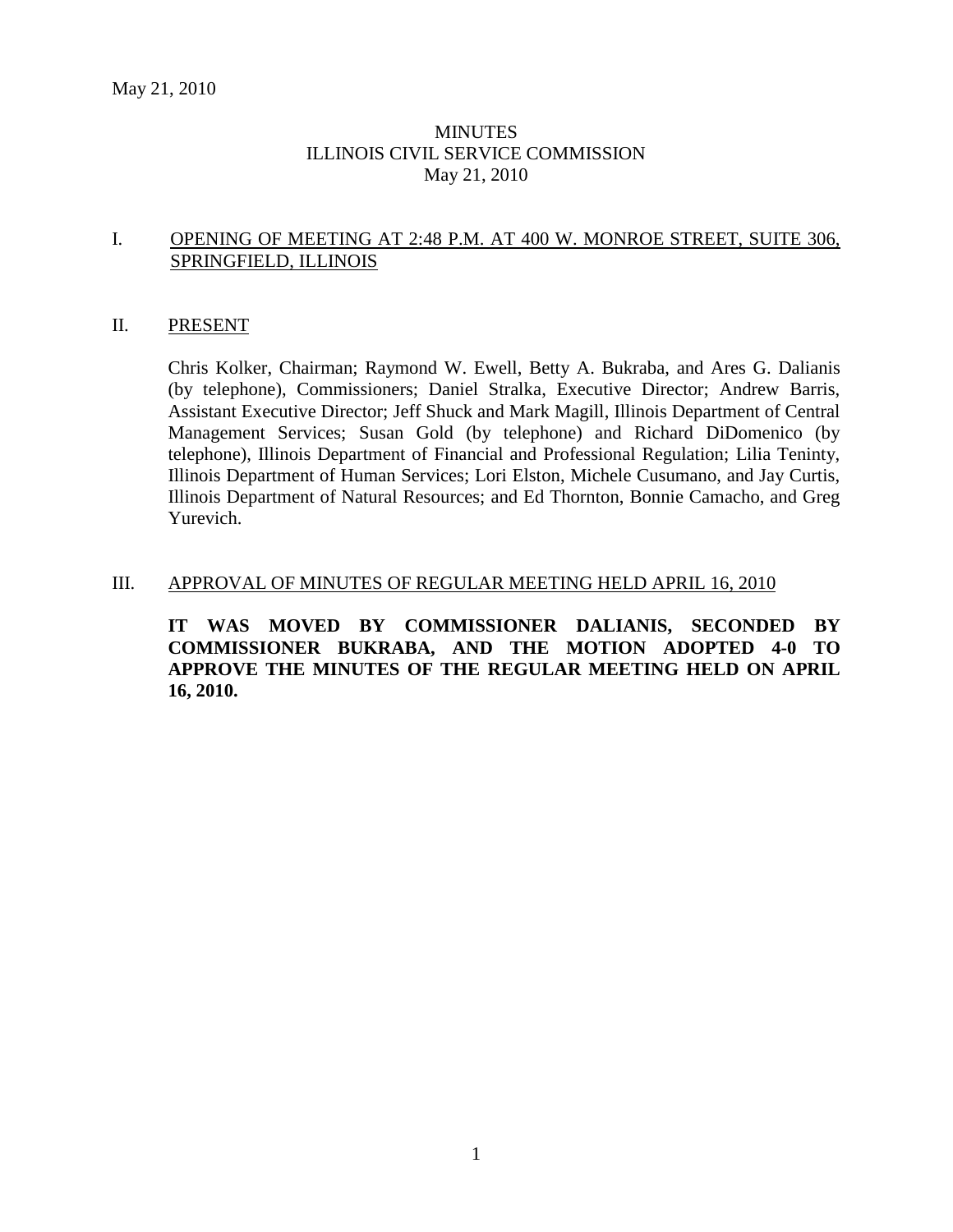May 21, 2010

# MINUTES
# ILLINOIS CIVIL SERVICE COMMISSION
May 21, 2010

## I. OPENING OF MEETING AT 2:48 P.M. AT 400 W. MONROE STREET, SUITE 306, SPRINGFIELD, ILLINOIS

## II. PRESENT

Chris Kolker, Chairman; Raymond W. Ewell, Betty A. Bukraba, and Ares G. Dalianis (by telephone), Commissioners; Daniel Stralka, Executive Director; Andrew Barris, Assistant Executive Director; Jeff Shuck and Mark Magill, Illinois Department of Central Management Services; Susan Gold (by telephone) and Richard DiDomenico (by telephone), Illinois Department of Financial and Professional Regulation; Lilia Teninty, Illinois Department of Human Services; Lori Elston, Michele Cusumano, and Jay Curtis, Illinois Department of Natural Resources; and Ed Thornton, Bonnie Camacho, and Greg Yurevich.

## III. APPROVAL OF MINUTES OF REGULAR MEETING HELD APRIL 16, 2010

**IT WAS MOVED BY COMMISSIONER DALIANIS, SECONDED BY COMMISSIONER BUKRABA, AND THE MOTION ADOPTED 4-0 TO APPROVE THE MINUTES OF THE REGULAR MEETING HELD ON APRIL 16, 2010.**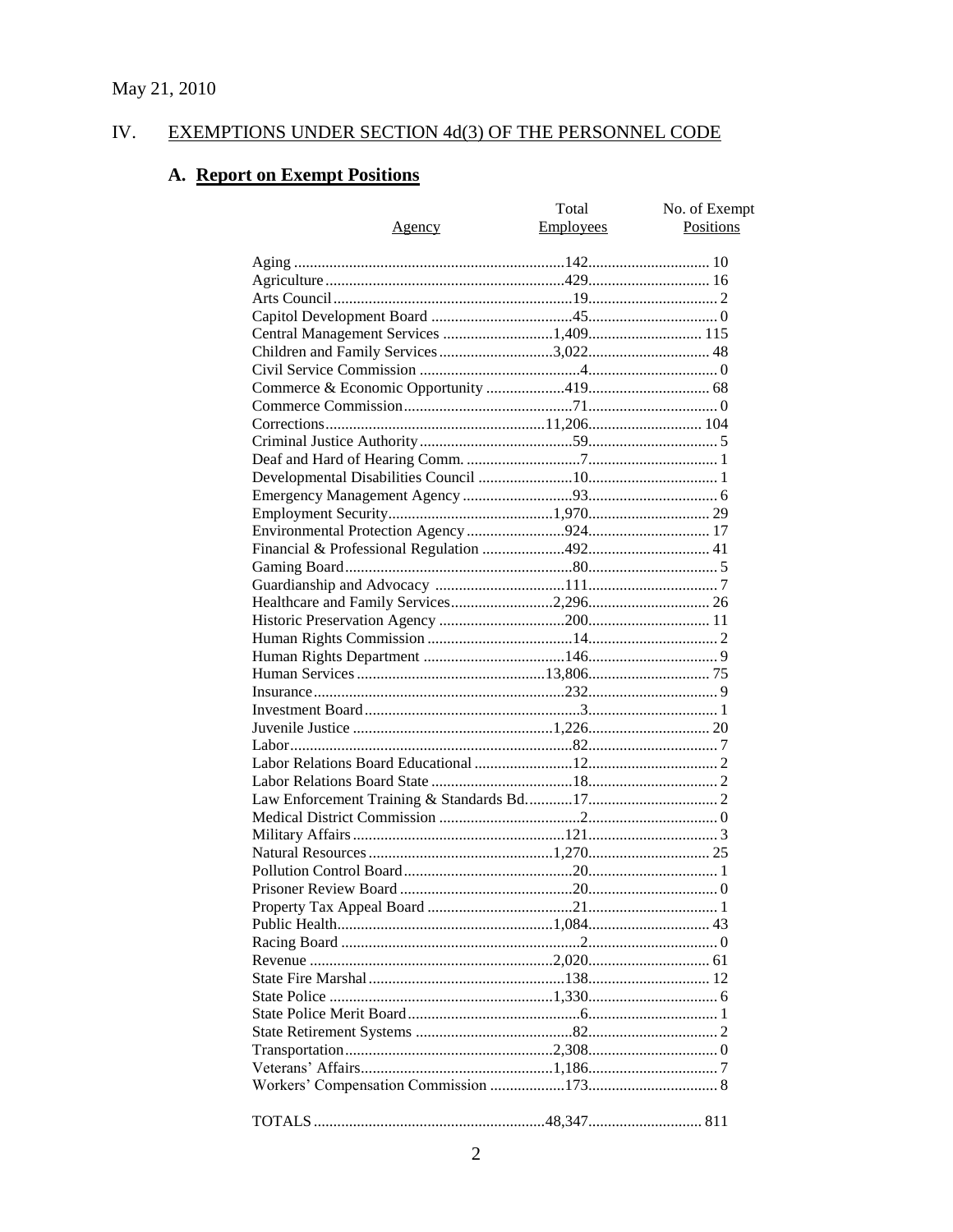May 21, 2010

## IV. EXEMPTIONS UNDER SECTION 4d(3) OF THE PERSONNEL CODE

### A. Report on Exempt Positions

| Agency | Total Employees | No. of Exempt Positions |
|---|---|---|
| Aging | 142 | 10 |
| Agriculture | 429 | 16 |
| Arts Council | 19 | 2 |
| Capitol Development Board | 45 | 0 |
| Central Management Services | 1,409 | 115 |
| Children and Family Services | 3,022 | 48 |
| Civil Service Commission | 4 | 0 |
| Commerce & Economic Opportunity | 419 | 68 |
| Commerce Commission | 71 | 0 |
| Corrections | 11,206 | 104 |
| Criminal Justice Authority | 59 | 5 |
| Deaf and Hard of Hearing Comm. | 7 | 1 |
| Developmental Disabilities Council | 10 | 1 |
| Emergency Management Agency | 93 | 6 |
| Employment Security | 1,970 | 29 |
| Environmental Protection Agency | 924 | 17 |
| Financial & Professional Regulation | 492 | 41 |
| Gaming Board | 80 | 5 |
| Guardianship and Advocacy | 111 | 7 |
| Healthcare and Family Services | 2,296 | 26 |
| Historic Preservation Agency | 200 | 11 |
| Human Rights Commission | 14 | 2 |
| Human Rights Department | 146 | 9 |
| Human Services | 13,806 | 75 |
| Insurance | 232 | 9 |
| Investment Board | 3 | 1 |
| Juvenile Justice | 1,226 | 20 |
| Labor | 82 | 7 |
| Labor Relations Board Educational | 12 | 2 |
| Labor Relations Board State | 18 | 2 |
| Law Enforcement Training & Standards Bd. | 17 | 2 |
| Medical District Commission | 2 | 0 |
| Military Affairs | 121 | 3 |
| Natural Resources | 1,270 | 25 |
| Pollution Control Board | 20 | 1 |
| Prisoner Review Board | 20 | 0 |
| Property Tax Appeal Board | 21 | 1 |
| Public Health | 1,084 | 43 |
| Racing Board | 2 | 0 |
| Revenue | 2,020 | 61 |
| State Fire Marshal | 138 | 12 |
| State Police | 1,330 | 6 |
| State Police Merit Board | 6 | 1 |
| State Retirement Systems | 82 | 2 |
| Transportation | 2,308 | 0 |
| Veterans' Affairs | 1,186 | 7 |
| Workers' Compensation Commission | 173 | 8 |
| TOTALS | 48,347 | 811 |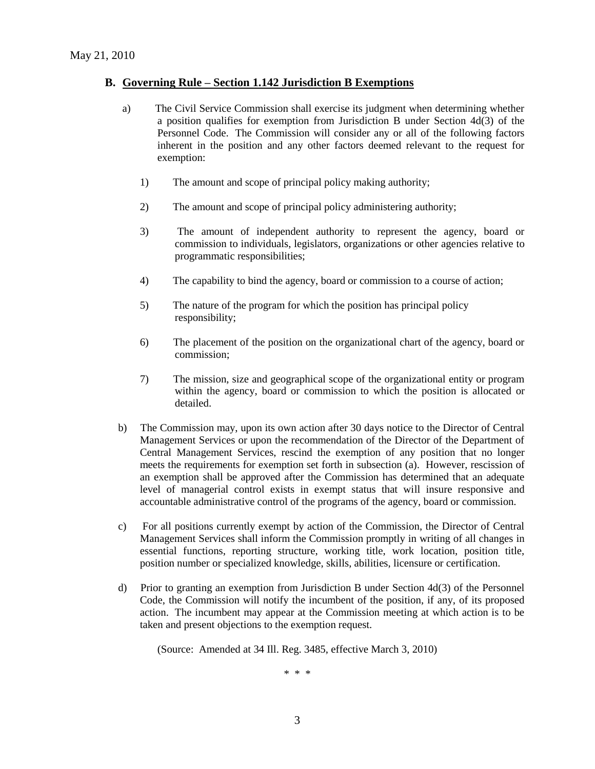## B. Governing Rule – Section 1.142 Jurisdiction B Exemptions

a) The Civil Service Commission shall exercise its judgment when determining whether a position qualifies for exemption from Jurisdiction B under Section 4d(3) of the Personnel Code. The Commission will consider any or all of the following factors inherent in the position and any other factors deemed relevant to the request for exemption:

1) The amount and scope of principal policy making authority;

2) The amount and scope of principal policy administering authority;

3) The amount of independent authority to represent the agency, board or commission to individuals, legislators, organizations or other agencies relative to programmatic responsibilities;

4) The capability to bind the agency, board or commission to a course of action;

5) The nature of the program for which the position has principal policy responsibility;

6) The placement of the position on the organizational chart of the agency, board or commission;

7) The mission, size and geographical scope of the organizational entity or program within the agency, board or commission to which the position is allocated or detailed.

b) The Commission may, upon its own action after 30 days notice to the Director of Central Management Services or upon the recommendation of the Director of the Department of Central Management Services, rescind the exemption of any position that no longer meets the requirements for exemption set forth in subsection (a). However, rescission of an exemption shall be approved after the Commission has determined that an adequate level of managerial control exists in exempt status that will insure responsive and accountable administrative control of the programs of the agency, board or commission.

c) For all positions currently exempt by action of the Commission, the Director of Central Management Services shall inform the Commission promptly in writing of all changes in essential functions, reporting structure, working title, work location, position title, position number or specialized knowledge, skills, abilities, licensure or certification.

d) Prior to granting an exemption from Jurisdiction B under Section 4d(3) of the Personnel Code, the Commission will notify the incumbent of the position, if any, of its proposed action. The incumbent may appear at the Commission meeting at which action is to be taken and present objections to the exemption request.

(Source: Amended at 34 Ill. Reg. 3485, effective March 3, 2010)

\* \* \*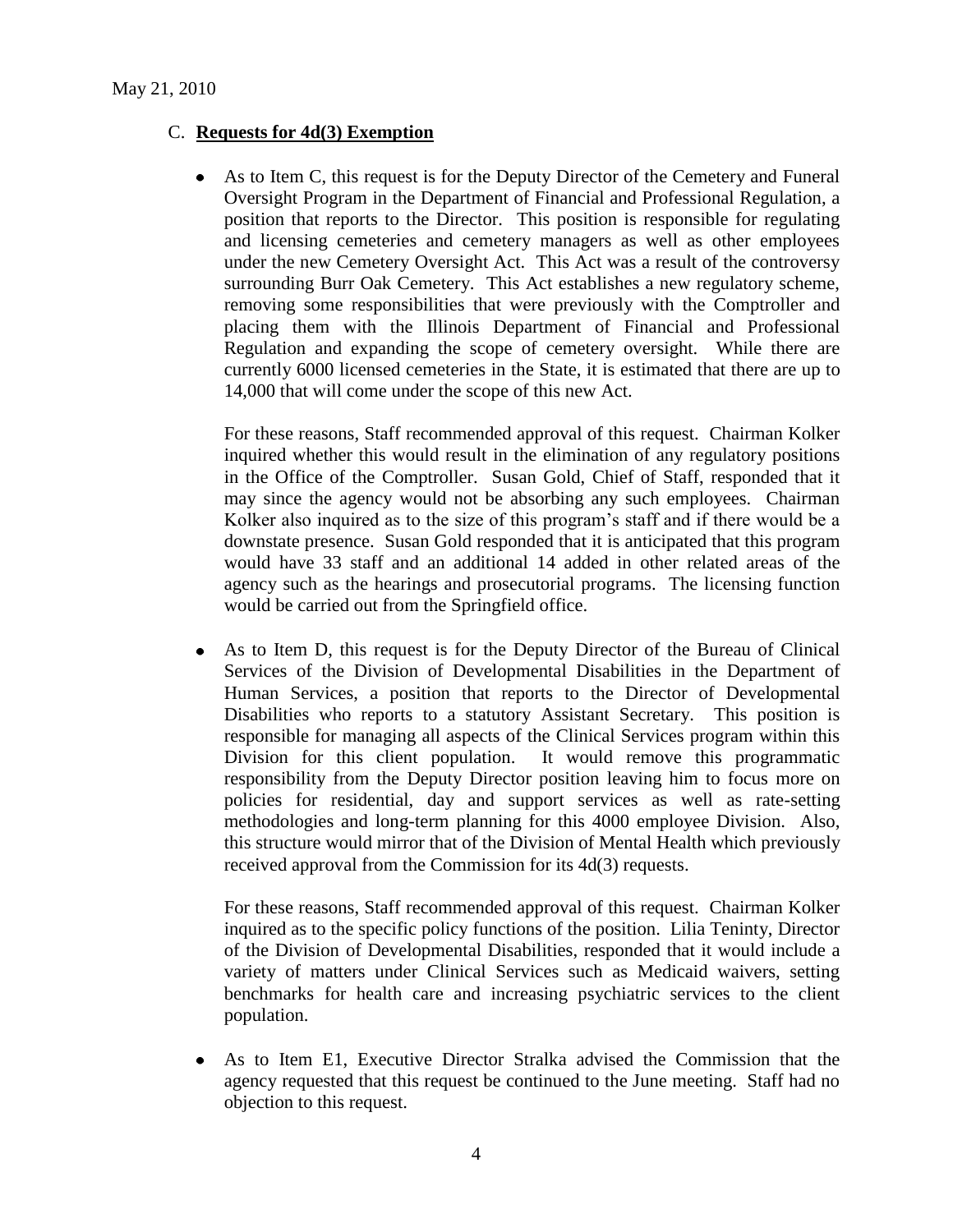May 21, 2010

C. **Requests for 4d(3) Exemption**

- As to Item C, this request is for the Deputy Director of the Cemetery and Funeral Oversight Program in the Department of Financial and Professional Regulation, a position that reports to the Director. This position is responsible for regulating and licensing cemeteries and cemetery managers as well as other employees under the new Cemetery Oversight Act. This Act was a result of the controversy surrounding Burr Oak Cemetery. This Act establishes a new regulatory scheme, removing some responsibilities that were previously with the Comptroller and placing them with the Illinois Department of Financial and Professional Regulation and expanding the scope of cemetery oversight. While there are currently 6000 licensed cemeteries in the State, it is estimated that there are up to 14,000 that will come under the scope of this new Act.

  For these reasons, Staff recommended approval of this request. Chairman Kolker inquired whether this would result in the elimination of any regulatory positions in the Office of the Comptroller. Susan Gold, Chief of Staff, responded that it may since the agency would not be absorbing any such employees. Chairman Kolker also inquired as to the size of this program's staff and if there would be a downstate presence. Susan Gold responded that it is anticipated that this program would have 33 staff and an additional 14 added in other related areas of the agency such as the hearings and prosecutorial programs. The licensing function would be carried out from the Springfield office.

- As to Item D, this request is for the Deputy Director of the Bureau of Clinical Services of the Division of Developmental Disabilities in the Department of Human Services, a position that reports to the Director of Developmental Disabilities who reports to a statutory Assistant Secretary. This position is responsible for managing all aspects of the Clinical Services program within this Division for this client population. It would remove this programmatic responsibility from the Deputy Director position leaving him to focus more on policies for residential, day and support services as well as rate-setting methodologies and long-term planning for this 4000 employee Division. Also, this structure would mirror that of the Division of Mental Health which previously received approval from the Commission for its 4d(3) requests.

  For these reasons, Staff recommended approval of this request. Chairman Kolker inquired as to the specific policy functions of the position. Lilia Teninty, Director of the Division of Developmental Disabilities, responded that it would include a variety of matters under Clinical Services such as Medicaid waivers, setting benchmarks for health care and increasing psychiatric services to the client population.

- As to Item E1, Executive Director Stralka advised the Commission that the agency requested that this request be continued to the June meeting. Staff had no objection to this request.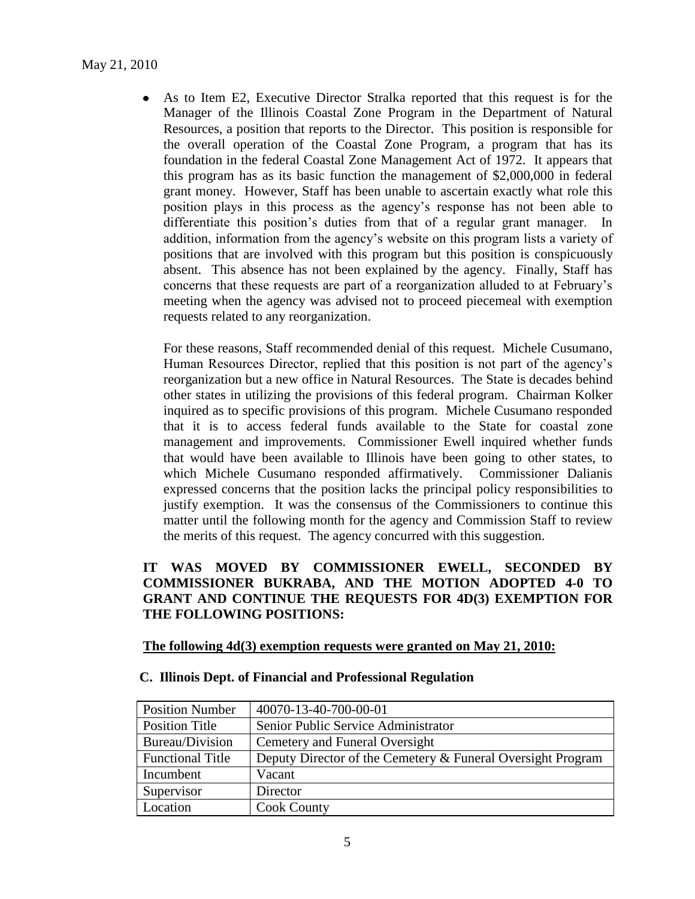- As to Item E2, Executive Director Stralka reported that this request is for the Manager of the Illinois Coastal Zone Program in the Department of Natural Resources, a position that reports to the Director. This position is responsible for the overall operation of the Coastal Zone Program, a program that has its foundation in the federal Coastal Zone Management Act of 1972. It appears that this program has as its basic function the management of $2,000,000 in federal grant money. However, Staff has been unable to ascertain exactly what role this position plays in this process as the agency's response has not been able to differentiate this position's duties from that of a regular grant manager. In addition, information from the agency's website on this program lists a variety of positions that are involved with this program but this position is conspicuously absent. This absence has not been explained by the agency. Finally, Staff has concerns that these requests are part of a reorganization alluded to at February's meeting when the agency was advised not to proceed piecemeal with exemption requests related to any reorganization.

  For these reasons, Staff recommended denial of this request. Michele Cusumano, Human Resources Director, replied that this position is not part of the agency's reorganization but a new office in Natural Resources. The State is decades behind other states in utilizing the provisions of this federal program. Chairman Kolker inquired as to specific provisions of this program. Michele Cusumano responded that it is to access federal funds available to the State for coastal zone management and improvements. Commissioner Ewell inquired whether funds that would have been available to Illinois have been going to other states, to which Michele Cusumano responded affirmatively. Commissioner Dalianis expressed concerns that the position lacks the principal policy responsibilities to justify exemption. It was the consensus of the Commissioners to continue this matter until the following month for the agency and Commission Staff to review the merits of this request. The agency concurred with this suggestion.

**IT WAS MOVED BY COMMISSIONER EWELL, SECONDED BY COMMISSIONER BUKRABA, AND THE MOTION ADOPTED 4-0 TO GRANT AND CONTINUE THE REQUESTS FOR 4D(3) EXEMPTION FOR THE FOLLOWING POSITIONS:**

**The following 4d(3) exemption requests were granted on May 21, 2010:**

**C. Illinois Dept. of Financial and Professional Regulation**

| Position Number | 40070-13-40-700-00-01 |
|---|---|
| Position Title | Senior Public Service Administrator |
| Bureau/Division | Cemetery and Funeral Oversight |
| Functional Title | Deputy Director of the Cemetery & Funeral Oversight Program |
| Incumbent | Vacant |
| Supervisor | Director |
| Location | Cook County |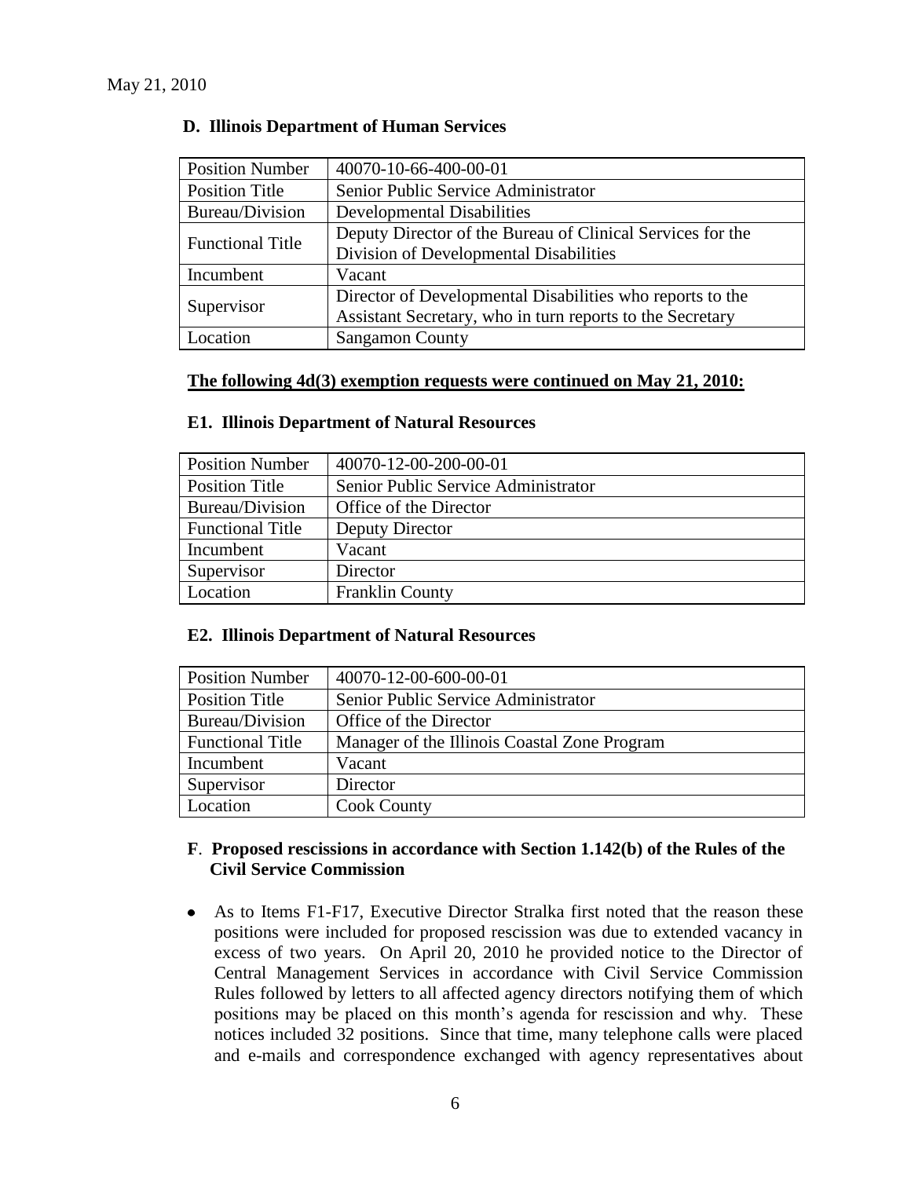May 21, 2010

**D. Illinois Department of Human Services**

| Position Number | 40070-10-66-400-00-01 |
|---|---|
| Position Title | Senior Public Service Administrator |
| Bureau/Division | Developmental Disabilities |
| Functional Title | Deputy Director of the Bureau of Clinical Services for the Division of Developmental Disabilities |
| Incumbent | Vacant |
| Supervisor | Director of Developmental Disabilities who reports to the Assistant Secretary, who in turn reports to the Secretary |
| Location | Sangamon County |

**The following 4d(3) exemption requests were continued on May 21, 2010:**

**E1. Illinois Department of Natural Resources**

| Position Number | 40070-12-00-200-00-01 |
|---|---|
| Position Title | Senior Public Service Administrator |
| Bureau/Division | Office of the Director |
| Functional Title | Deputy Director |
| Incumbent | Vacant |
| Supervisor | Director |
| Location | Franklin County |

**E2. Illinois Department of Natural Resources**

| Position Number | 40070-12-00-600-00-01 |
|---|---|
| Position Title | Senior Public Service Administrator |
| Bureau/Division | Office of the Director |
| Functional Title | Manager of the Illinois Coastal Zone Program |
| Incumbent | Vacant |
| Supervisor | Director |
| Location | Cook County |

**F. Proposed rescissions in accordance with Section 1.142(b) of the Rules of the Civil Service Commission**

- As to Items F1-F17, Executive Director Stralka first noted that the reason these positions were included for proposed rescission was due to extended vacancy in excess of two years. On April 20, 2010 he provided notice to the Director of Central Management Services in accordance with Civil Service Commission Rules followed by letters to all affected agency directors notifying them of which positions may be placed on this month's agenda for rescission and why. These notices included 32 positions. Since that time, many telephone calls were placed and e-mails and correspondence exchanged with agency representatives about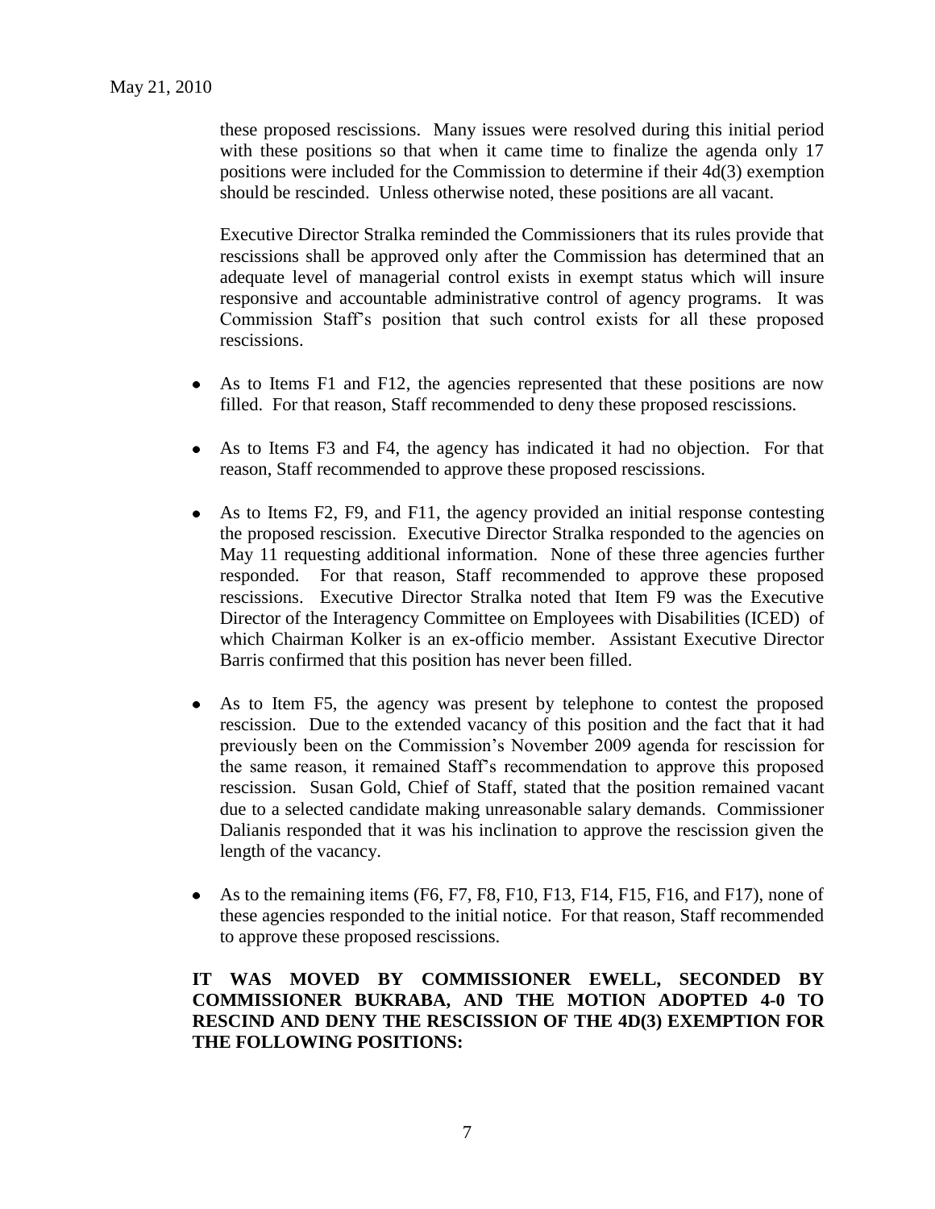these proposed rescissions. Many issues were resolved during this initial period with these positions so that when it came time to finalize the agenda only 17 positions were included for the Commission to determine if their 4d(3) exemption should be rescinded. Unless otherwise noted, these positions are all vacant.

Executive Director Stralka reminded the Commissioners that its rules provide that rescissions shall be approved only after the Commission has determined that an adequate level of managerial control exists in exempt status which will insure responsive and accountable administrative control of agency programs. It was Commission Staff's position that such control exists for all these proposed rescissions.

- As to Items F1 and F12, the agencies represented that these positions are now filled. For that reason, Staff recommended to deny these proposed rescissions.
- As to Items F3 and F4, the agency has indicated it had no objection. For that reason, Staff recommended to approve these proposed rescissions.
- As to Items F2, F9, and F11, the agency provided an initial response contesting the proposed rescission. Executive Director Stralka responded to the agencies on May 11 requesting additional information. None of these three agencies further responded. For that reason, Staff recommended to approve these proposed rescissions. Executive Director Stralka noted that Item F9 was the Executive Director of the Interagency Committee on Employees with Disabilities (ICED) of which Chairman Kolker is an ex-officio member. Assistant Executive Director Barris confirmed that this position has never been filled.
- As to Item F5, the agency was present by telephone to contest the proposed rescission. Due to the extended vacancy of this position and the fact that it had previously been on the Commission's November 2009 agenda for rescission for the same reason, it remained Staff's recommendation to approve this proposed rescission. Susan Gold, Chief of Staff, stated that the position remained vacant due to a selected candidate making unreasonable salary demands. Commissioner Dalianis responded that it was his inclination to approve the rescission given the length of the vacancy.
- As to the remaining items (F6, F7, F8, F10, F13, F14, F15, F16, and F17), none of these agencies responded to the initial notice. For that reason, Staff recommended to approve these proposed rescissions.

**IT WAS MOVED BY COMMISSIONER EWELL, SECONDED BY COMMISSIONER BUKRABA, AND THE MOTION ADOPTED 4-0 TO RESCIND AND DENY THE RESCISSION OF THE 4D(3) EXEMPTION FOR THE FOLLOWING POSITIONS:**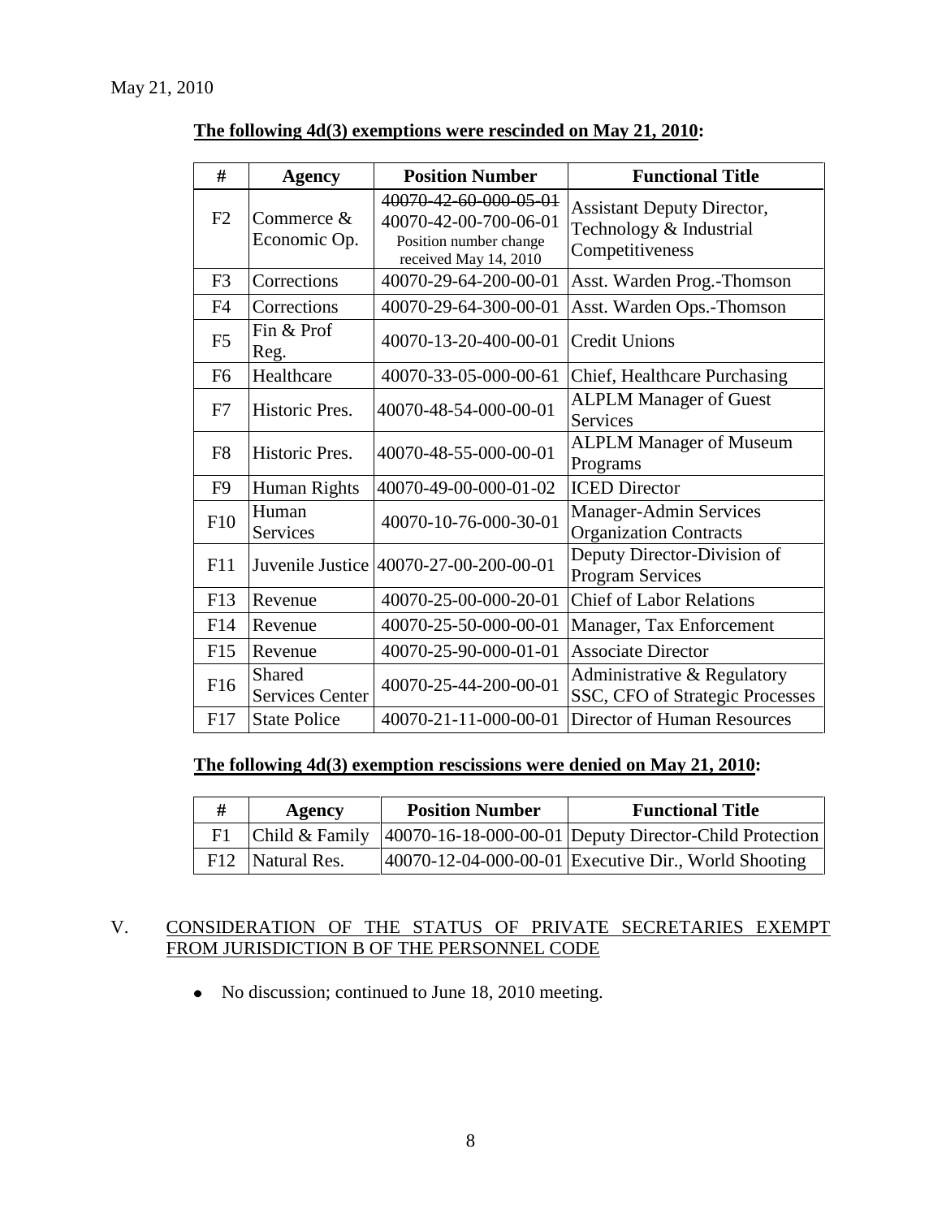May 21, 2010

**The following 4d(3) exemptions were rescinded on May 21, 2010:**

| # | Agency | Position Number | Functional Title |
|---|---|---|---|
| F2 | Commerce & Economic Op. | ~~40070-42-60-000-05-01~~ 40070-42-00-700-06-01 Position number change received May 14, 2010 | Assistant Deputy Director, Technology & Industrial Competitiveness |
| F3 | Corrections | 40070-29-64-200-00-01 | Asst. Warden Prog.-Thomson |
| F4 | Corrections | 40070-29-64-300-00-01 | Asst. Warden Ops.-Thomson |
| F5 | Fin & Prof Reg. | 40070-13-20-400-00-01 | Credit Unions |
| F6 | Healthcare | 40070-33-05-000-00-61 | Chief, Healthcare Purchasing |
| F7 | Historic Pres. | 40070-48-54-000-00-01 | ALPLM Manager of Guest Services |
| F8 | Historic Pres. | 40070-48-55-000-00-01 | ALPLM Manager of Museum Programs |
| F9 | Human Rights | 40070-49-00-000-01-02 | ICED Director |
| F10 | Human Services | 40070-10-76-000-30-01 | Manager-Admin Services Organization Contracts |
| F11 | Juvenile Justice | 40070-27-00-200-00-01 | Deputy Director-Division of Program Services |
| F13 | Revenue | 40070-25-00-000-20-01 | Chief of Labor Relations |
| F14 | Revenue | 40070-25-50-000-00-01 | Manager, Tax Enforcement |
| F15 | Revenue | 40070-25-90-000-01-01 | Associate Director |
| F16 | Shared Services Center | 40070-25-44-200-00-01 | Administrative & Regulatory SSC, CFO of Strategic Processes |
| F17 | State Police | 40070-21-11-000-00-01 | Director of Human Resources |

**The following 4d(3) exemption rescissions were denied on May 21, 2010:**

| # | Agency | Position Number | Functional Title |
|---|---|---|---|
| F1 | Child & Family | 40070-16-18-000-00-01 | Deputy Director-Child Protection |
| F12 | Natural Res. | 40070-12-04-000-00-01 | Executive Dir., World Shooting |

## V. CONSIDERATION OF THE STATUS OF PRIVATE SECRETARIES EXEMPT FROM JURISDICTION B OF THE PERSONNEL CODE

- No discussion; continued to June 18, 2010 meeting.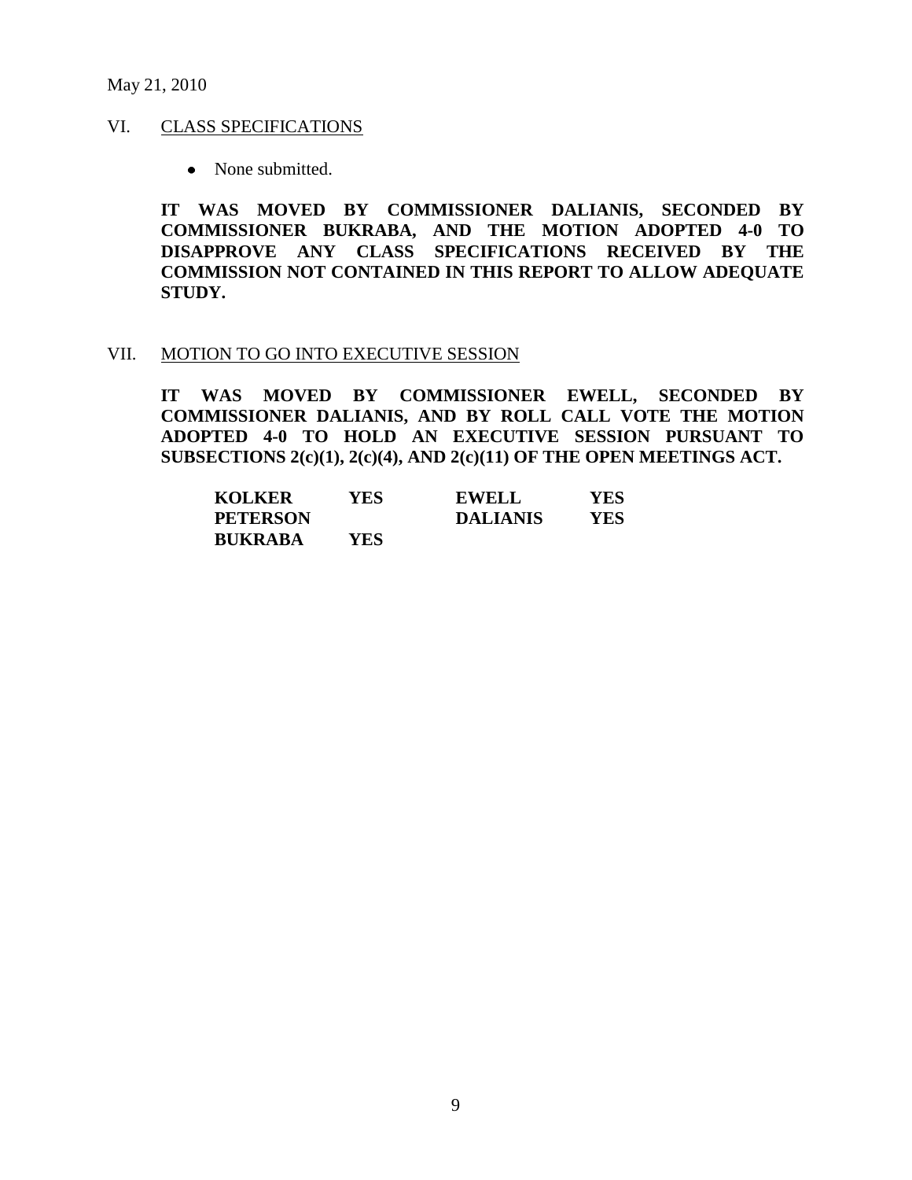May 21, 2010

## VI. CLASS SPECIFICATIONS

- None submitted.

**IT WAS MOVED BY COMMISSIONER DALIANIS, SECONDED BY COMMISSIONER BUKRABA, AND THE MOTION ADOPTED 4-0 TO DISAPPROVE ANY CLASS SPECIFICATIONS RECEIVED BY THE COMMISSION NOT CONTAINED IN THIS REPORT TO ALLOW ADEQUATE STUDY.**

## VII. MOTION TO GO INTO EXECUTIVE SESSION

**IT WAS MOVED BY COMMISSIONER EWELL, SECONDED BY COMMISSIONER DALIANIS, AND BY ROLL CALL VOTE THE MOTION ADOPTED 4-0 TO HOLD AN EXECUTIVE SESSION PURSUANT TO SUBSECTIONS 2(c)(1), 2(c)(4), AND 2(c)(11) OF THE OPEN MEETINGS ACT.**

| | | | |
|---|---|---|---|
| **KOLKER** | **YES** | **EWELL** | **YES** |
| **PETERSON** | | **DALIANIS** | **YES** |
| **BUKRABA** | **YES** | | |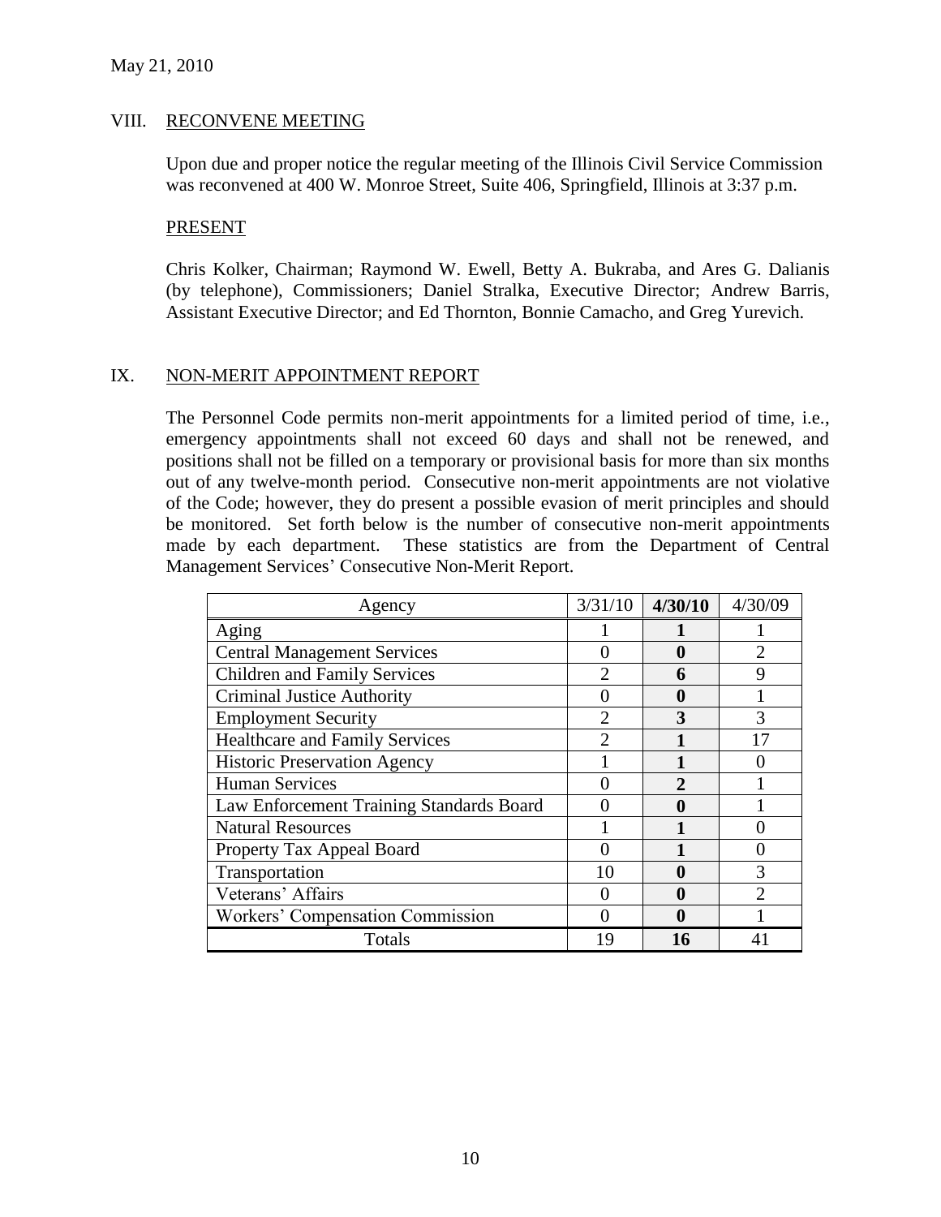May 21, 2010

## VIII. RECONVENE MEETING

Upon due and proper notice the regular meeting of the Illinois Civil Service Commission was reconvened at 400 W. Monroe Street, Suite 406, Springfield, Illinois at 3:37 p.m.

### PRESENT

Chris Kolker, Chairman; Raymond W. Ewell, Betty A. Bukraba, and Ares G. Dalianis (by telephone), Commissioners; Daniel Stralka, Executive Director; Andrew Barris, Assistant Executive Director; and Ed Thornton, Bonnie Camacho, and Greg Yurevich.

## IX. NON-MERIT APPOINTMENT REPORT

The Personnel Code permits non-merit appointments for a limited period of time, i.e., emergency appointments shall not exceed 60 days and shall not be renewed, and positions shall not be filled on a temporary or provisional basis for more than six months out of any twelve-month period. Consecutive non-merit appointments are not violative of the Code; however, they do present a possible evasion of merit principles and should be monitored. Set forth below is the number of consecutive non-merit appointments made by each department. These statistics are from the Department of Central Management Services' Consecutive Non-Merit Report.

| Agency | 3/31/10 | **4/30/10** | 4/30/09 |
|---|---|---|---|
| Aging | 1 | **1** | 1 |
| Central Management Services | 0 | **0** | 2 |
| Children and Family Services | 2 | **6** | 9 |
| Criminal Justice Authority | 0 | **0** | 1 |
| Employment Security | 2 | **3** | 3 |
| Healthcare and Family Services | 2 | **1** | 17 |
| Historic Preservation Agency | 1 | **1** | 0 |
| Human Services | 0 | **2** | 1 |
| Law Enforcement Training Standards Board | 0 | **0** | 1 |
| Natural Resources | 1 | **1** | 0 |
| Property Tax Appeal Board | 0 | **1** | 0 |
| Transportation | 10 | **0** | 3 |
| Veterans' Affairs | 0 | **0** | 2 |
| Workers' Compensation Commission | 0 | **0** | 1 |
| Totals | 19 | **16** | 41 |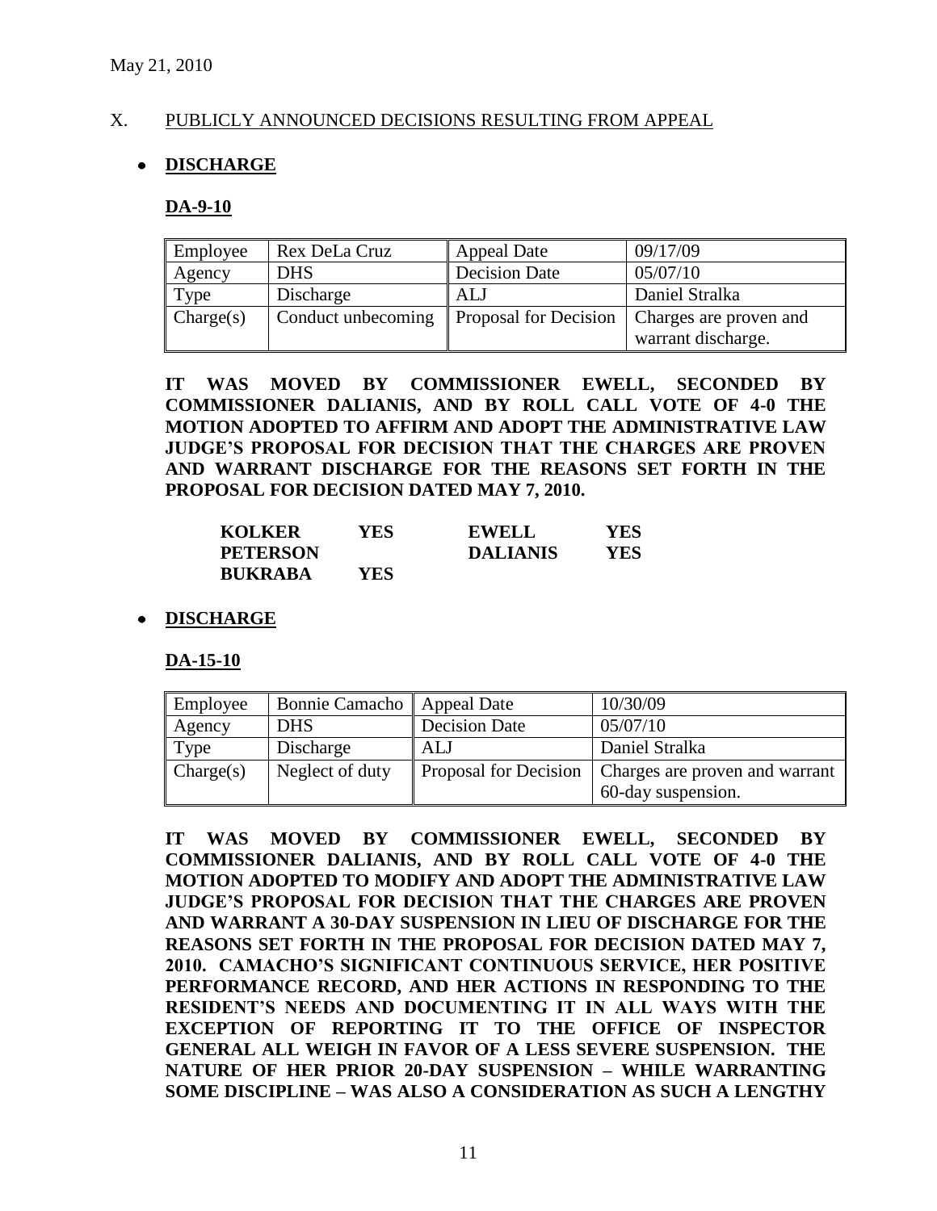May 21, 2010

X. PUBLICLY ANNOUNCED DECISIONS RESULTING FROM APPEAL

- **DISCHARGE**

**DA-9-10**

| Employee | Rex DeLa Cruz | Appeal Date | 09/17/09 |
|---|---|---|---|
| Agency | DHS | Decision Date | 05/07/10 |
| Type | Discharge | ALJ | Daniel Stralka |
| Charge(s) | Conduct unbecoming | Proposal for Decision | Charges are proven and warrant discharge. |

**IT WAS MOVED BY COMMISSIONER EWELL, SECONDED BY COMMISSIONER DALIANIS, AND BY ROLL CALL VOTE OF 4-0 THE MOTION ADOPTED TO AFFIRM AND ADOPT THE ADMINISTRATIVE LAW JUDGE'S PROPOSAL FOR DECISION THAT THE CHARGES ARE PROVEN AND WARRANT DISCHARGE FOR THE REASONS SET FORTH IN THE PROPOSAL FOR DECISION DATED MAY 7, 2010.**

| | | | |
|---|---|---|---|
| **KOLKER** | **YES** | **EWELL** | **YES** |
| **PETERSON** | | **DALIANIS** | **YES** |
| **BUKRABA** | **YES** | | |

- **DISCHARGE**

**DA-15-10**

| Employee | Bonnie Camacho | Appeal Date | 10/30/09 |
|---|---|---|---|
| Agency | DHS | Decision Date | 05/07/10 |
| Type | Discharge | ALJ | Daniel Stralka |
| Charge(s) | Neglect of duty | Proposal for Decision | Charges are proven and warrant 60-day suspension. |

**IT WAS MOVED BY COMMISSIONER EWELL, SECONDED BY COMMISSIONER DALIANIS, AND BY ROLL CALL VOTE OF 4-0 THE MOTION ADOPTED TO MODIFY AND ADOPT THE ADMINISTRATIVE LAW JUDGE'S PROPOSAL FOR DECISION THAT THE CHARGES ARE PROVEN AND WARRANT A 30-DAY SUSPENSION IN LIEU OF DISCHARGE FOR THE REASONS SET FORTH IN THE PROPOSAL FOR DECISION DATED MAY 7, 2010. CAMACHO'S SIGNIFICANT CONTINUOUS SERVICE, HER POSITIVE PERFORMANCE RECORD, AND HER ACTIONS IN RESPONDING TO THE RESIDENT'S NEEDS AND DOCUMENTING IT IN ALL WAYS WITH THE EXCEPTION OF REPORTING IT TO THE OFFICE OF INSPECTOR GENERAL ALL WEIGH IN FAVOR OF A LESS SEVERE SUSPENSION. THE NATURE OF HER PRIOR 20-DAY SUSPENSION – WHILE WARRANTING SOME DISCIPLINE – WAS ALSO A CONSIDERATION AS SUCH A LENGTHY**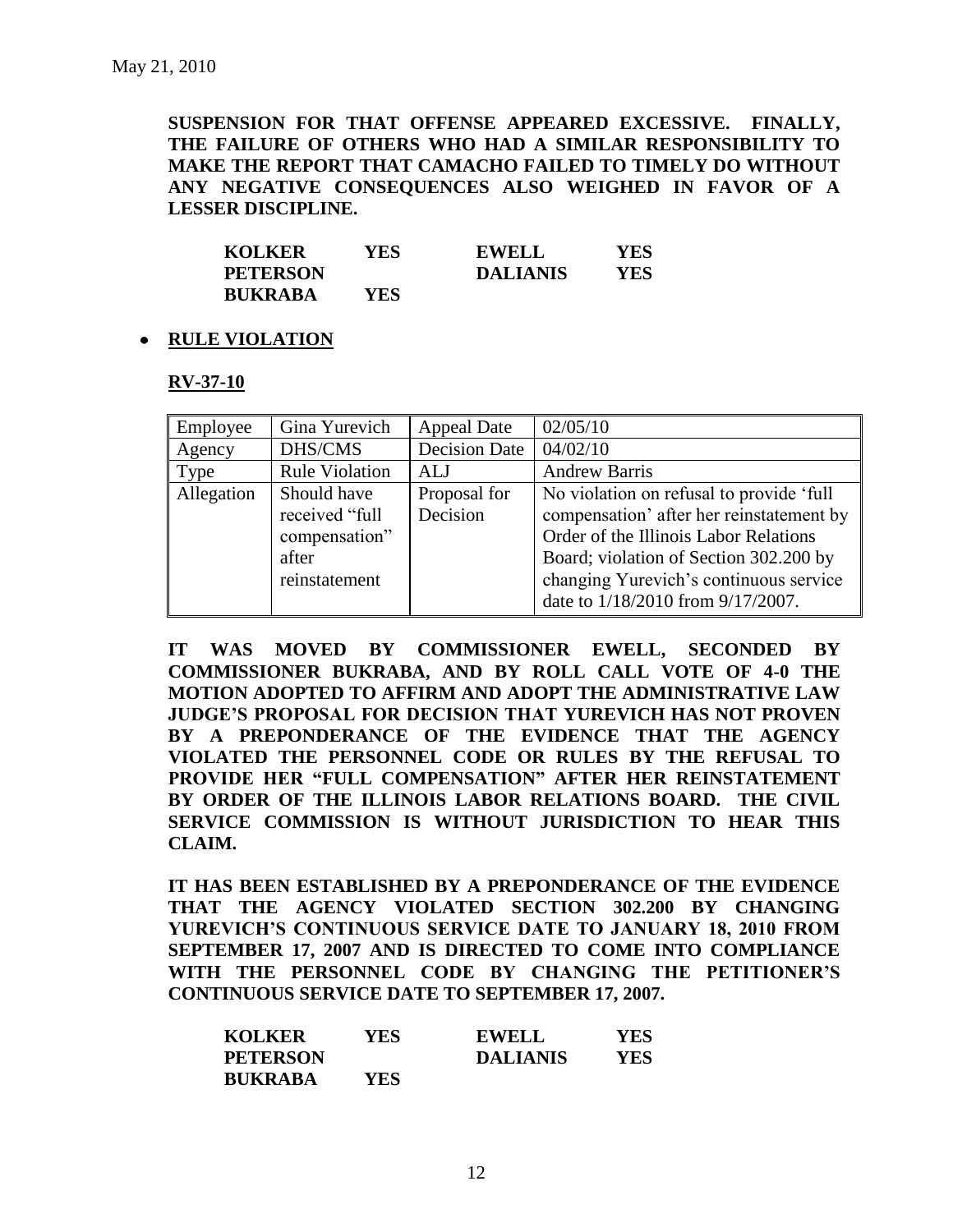May 21, 2010

**SUSPENSION FOR THAT OFFENSE APPEARED EXCESSIVE. FINALLY, THE FAILURE OF OTHERS WHO HAD A SIMILAR RESPONSIBILITY TO MAKE THE REPORT THAT CAMACHO FAILED TO TIMELY DO WITHOUT ANY NEGATIVE CONSEQUENCES ALSO WEIGHED IN FAVOR OF A LESSER DISCIPLINE.**

| | | | |
|---|---|---|---|
| **KOLKER** | **YES** | **EWELL** | **YES** |
| **PETERSON** | | **DALIANIS** | **YES** |
| **BUKRABA** | **YES** | | |

- **RULE VIOLATION**

**RV-37-10**

| Employee | Gina Yurevich | Appeal Date | 02/05/10 |
|---|---|---|---|
| Agency | DHS/CMS | Decision Date | 04/02/10 |
| Type | Rule Violation | ALJ | Andrew Barris |
| Allegation | Should have received "full compensation" after reinstatement | Proposal for Decision | No violation on refusal to provide 'full compensation' after her reinstatement by Order of the Illinois Labor Relations Board; violation of Section 302.200 by changing Yurevich's continuous service date to 1/18/2010 from 9/17/2007. |

**IT WAS MOVED BY COMMISSIONER EWELL, SECONDED BY COMMISSIONER BUKRABA, AND BY ROLL CALL VOTE OF 4-0 THE MOTION ADOPTED TO AFFIRM AND ADOPT THE ADMINISTRATIVE LAW JUDGE'S PROPOSAL FOR DECISION THAT YUREVICH HAS NOT PROVEN BY A PREPONDERANCE OF THE EVIDENCE THAT THE AGENCY VIOLATED THE PERSONNEL CODE OR RULES BY THE REFUSAL TO PROVIDE HER "FULL COMPENSATION" AFTER HER REINSTATEMENT BY ORDER OF THE ILLINOIS LABOR RELATIONS BOARD. THE CIVIL SERVICE COMMISSION IS WITHOUT JURISDICTION TO HEAR THIS CLAIM.**

**IT HAS BEEN ESTABLISHED BY A PREPONDERANCE OF THE EVIDENCE THAT THE AGENCY VIOLATED SECTION 302.200 BY CHANGING YUREVICH'S CONTINUOUS SERVICE DATE TO JANUARY 18, 2010 FROM SEPTEMBER 17, 2007 AND IS DIRECTED TO COME INTO COMPLIANCE WITH THE PERSONNEL CODE BY CHANGING THE PETITIONER'S CONTINUOUS SERVICE DATE TO SEPTEMBER 17, 2007.**

| | | | |
|---|---|---|---|
| **KOLKER** | **YES** | **EWELL** | **YES** |
| **PETERSON** | | **DALIANIS** | **YES** |
| **BUKRABA** | **YES** | | |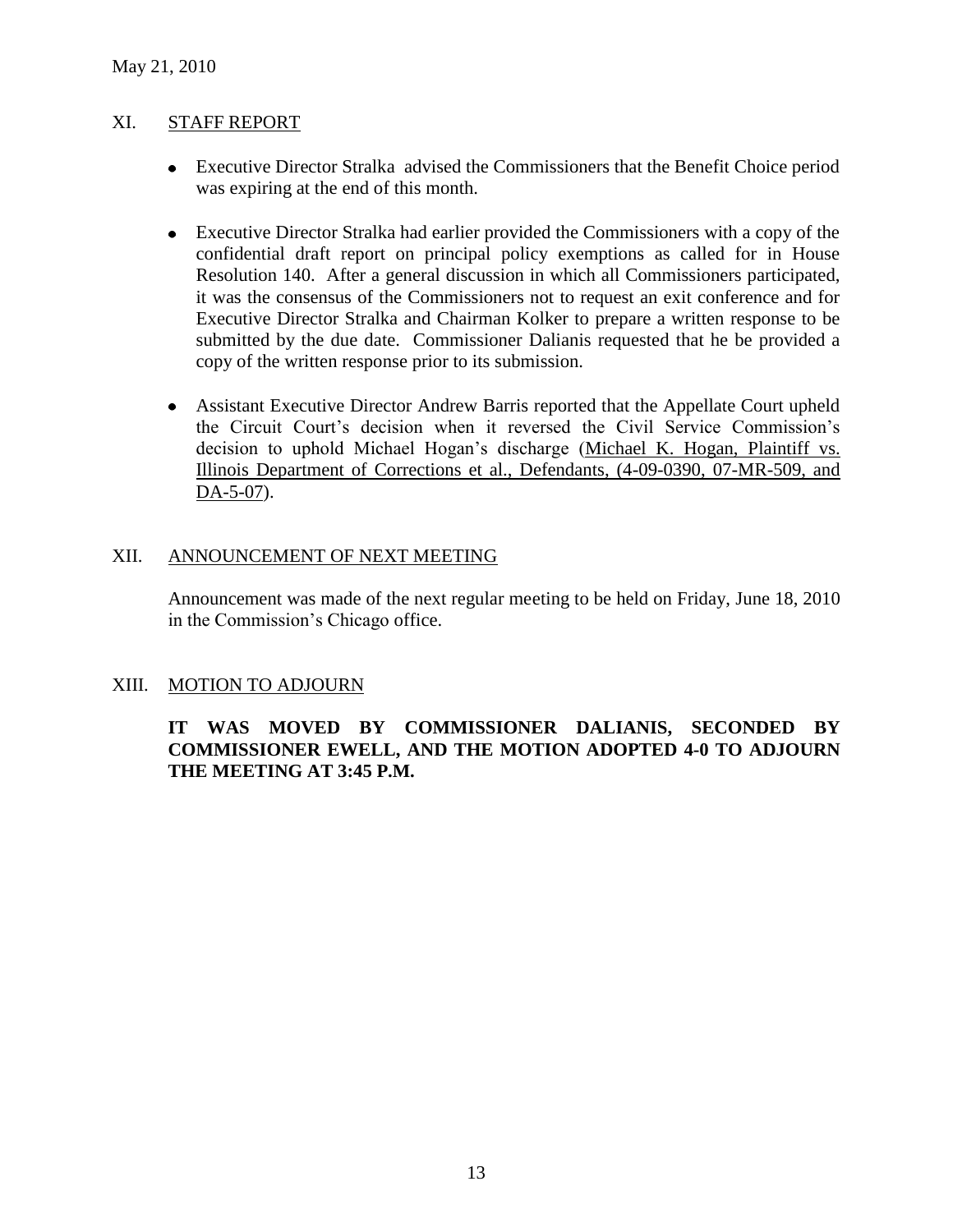May 21, 2010

## XI. STAFF REPORT

- Executive Director Stralka advised the Commissioners that the Benefit Choice period was expiring at the end of this month.

- Executive Director Stralka had earlier provided the Commissioners with a copy of the confidential draft report on principal policy exemptions as called for in House Resolution 140. After a general discussion in which all Commissioners participated, it was the consensus of the Commissioners not to request an exit conference and for Executive Director Stralka and Chairman Kolker to prepare a written response to be submitted by the due date. Commissioner Dalianis requested that he be provided a copy of the written response prior to its submission.

- Assistant Executive Director Andrew Barris reported that the Appellate Court upheld the Circuit Court's decision when it reversed the Civil Service Commission's decision to uphold Michael Hogan's discharge (Michael K. Hogan, Plaintiff vs. Illinois Department of Corrections et al., Defendants, (4-09-0390, 07-MR-509, and DA-5-07).

## XII. ANNOUNCEMENT OF NEXT MEETING

Announcement was made of the next regular meeting to be held on Friday, June 18, 2010 in the Commission's Chicago office.

## XIII. MOTION TO ADJOURN

**IT WAS MOVED BY COMMISSIONER DALIANIS, SECONDED BY COMMISSIONER EWELL, AND THE MOTION ADOPTED 4-0 TO ADJOURN THE MEETING AT 3:45 P.M.**